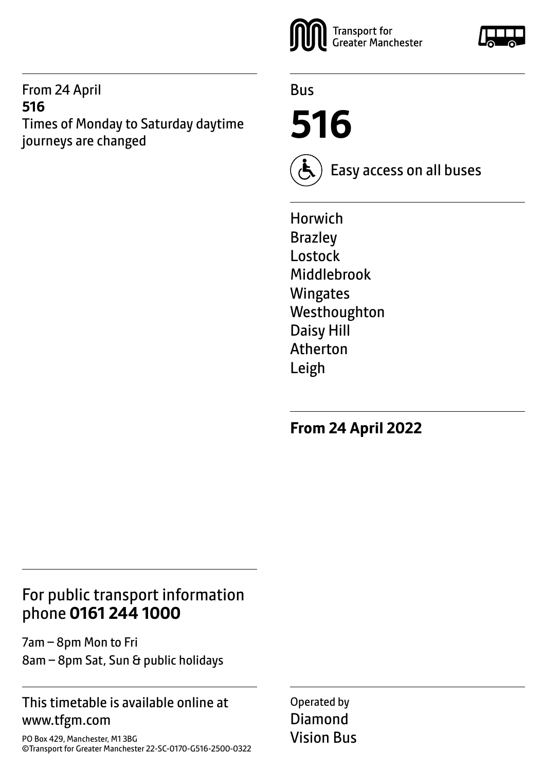From 24 April
**516**
Times of Monday to Saturday daytime journeys are changed

Transport for Greater Manchester

Bus

# 516

Easy access on all buses

Horwich
Brazley
Lostock
Middlebrook
Wingates
Westhoughton
Daisy Hill
Atherton
Leigh

**From 24 April 2022**

## For public transport information phone **0161 244 1000**

7am – 8pm Mon to Fri
8am – 8pm Sat, Sun & public holidays

This timetable is available online at www.tfgm.com

PO Box 429, Manchester, M1 3BG
©Transport for Greater Manchester 22-SC-0170-G516-2500-0322

Operated by
Diamond
Vision Bus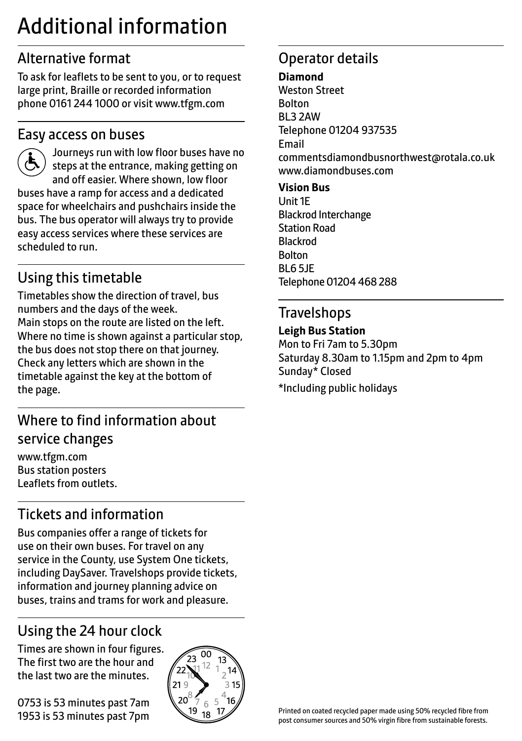# Additional information

## Alternative format

To ask for leaflets to be sent to you, or to request large print, Braille or recorded information phone 0161 244 1000 or visit www.tfgm.com

## Easy access on buses

Journeys run with low floor buses have no steps at the entrance, making getting on and off easier. Where shown, low floor buses have a ramp for access and a dedicated space for wheelchairs and pushchairs inside the bus. The bus operator will always try to provide easy access services where these services are scheduled to run.

## Using this timetable

Timetables show the direction of travel, bus numbers and the days of the week.
Main stops on the route are listed on the left. Where no time is shown against a particular stop, the bus does not stop there on that journey. Check any letters which are shown in the timetable against the key at the bottom of the page.

## Where to find information about service changes

www.tfgm.com
Bus station posters
Leaflets from outlets.

## Tickets and information

Bus companies offer a range of tickets for use on their own buses. For travel on any service in the County, use System One tickets, including DaySaver. Travelshops provide tickets, information and journey planning advice on buses, trains and trams for work and pleasure.

## Using the 24 hour clock

Times are shown in four figures. The first two are the hour and the last two are the minutes.

0753 is 53 minutes past 7am
1953 is 53 minutes past 7pm

## Operator details

**Diamond**
Weston Street
Bolton
BL3 2AW
Telephone 01204 937535
Email
commentsdiamondbusnorthwest@rotala.co.uk
www.diamondbuses.com

**Vision Bus**
Unit 1E
Blackrod Interchange
Station Road
Blackrod
Bolton
BL6 5JE
Telephone 01204 468 288

## Travelshops

**Leigh Bus Station**
Mon to Fri 7am to 5.30pm
Saturday 8.30am to 1.15pm and 2pm to 4pm
Sunday* Closed

*Including public holidays

Printed on coated recycled paper made using 50% recycled fibre from post consumer sources and 50% virgin fibre from sustainable forests.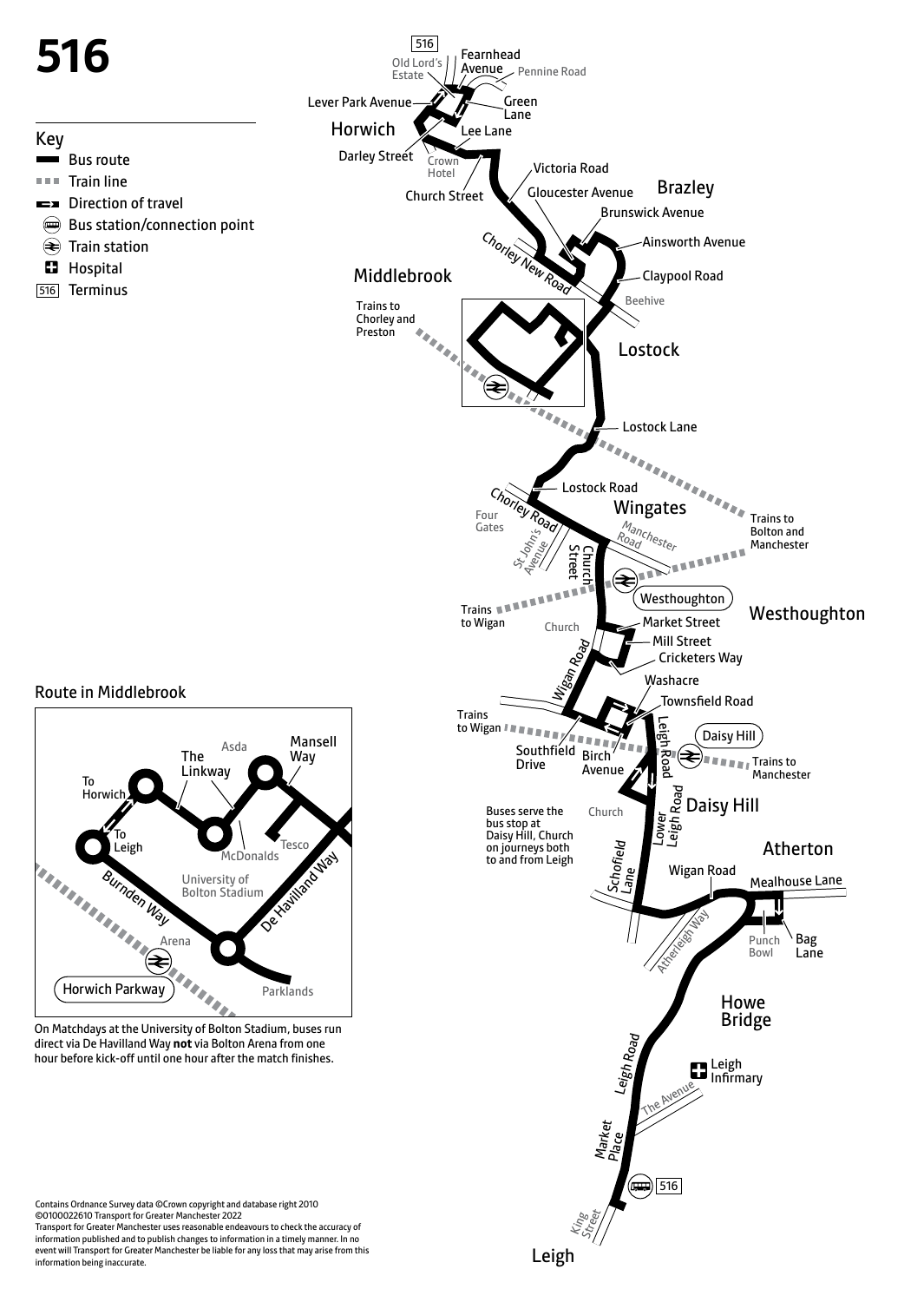# 516

## Key

- Bus route
- Train line
- Direction of travel
- Bus station/connection point
- Train station
- Hospital
- 516 Terminus

516

Old Lord's Estate

Fearnhead Avenue

Pennine Road

Lever Park Avenue

Green Lane

Horwich

Lee Lane

Darley Street

Crown Hotel

Church Street

Victoria Road

Gloucester Avenue

Brazley

Brunswick Avenue

Chorley New Road

Ainsworth Avenue

Middlebrook

Claypool Road

Beehive

Trains to Chorley and Preston

Lostock

Lostock Lane

Lostock Road

Chorley Road

Wingates

Four Gates

St John's Avenue

Manchester Road

Trains to Bolton and Manchester

Church Street

Westhoughton

Westhoughton

Trains to Wigan

Church

Market Street

Mill Street

Wigan Road

Cricketers Way

Washacre

Townsfield Road

Trains to Wigan

Southfield Drive

Birch Avenue

Leigh Road

Daisy Hill

Trains to Manchester

Buses serve the bus stop at Daisy Hill, Church on journeys both to and from Leigh

Church

Lower Leigh Road

Daisy Hill

Atherton

Schofield Lane

Wigan Road

Mealhouse Lane

Atherleigh Way

Punch Bowl

Bag Lane

Howe Bridge

Leigh Road

Leigh Infirmary

The Avenue

Market Place

516

King Street

Leigh

## Route in Middlebrook

To Horwich

The Linkway

Asda

Mansell Way

To Leigh

McDonalds

Tesco

University of Bolton Stadium

Burnden Way

De Havilland Way

Arena

Horwich Parkway

Parklands

On Matchdays at the University of Bolton Stadium, buses run direct via De Havilland Way **not** via Bolton Arena from one hour before kick-off until one hour after the match finishes.

Contains Ordnance Survey data ©Crown copyright and database right 2010
©0100022610 Transport for Greater Manchester 2022
Transport for Greater Manchester uses reasonable endeavours to check the accuracy of information published and to publish changes to information in a timely manner. In no event will Transport for Greater Manchester be liable for any loss that may arise from this information being inaccurate.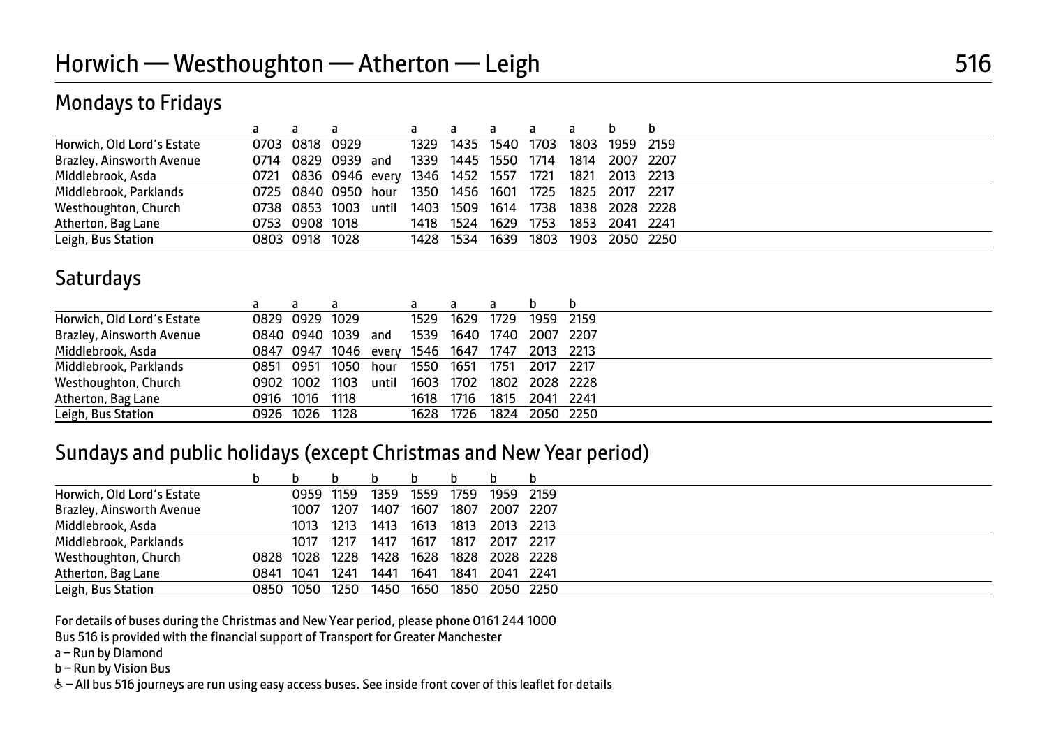# Horwich — Westhoughton — Atherton — Leigh 516

## Mondays to Fridays

| | a | a | a | | a | a | a | a | a | b | b |
|---|---|---|---|---|---|---|---|---|---|---|---|
| Horwich, Old Lord's Estate | 0703 | 0818 | 0929 | | 1329 | 1435 | 1540 | 1703 | 1803 | 1959 | 2159 |
| Brazley, Ainsworth Avenue | 0714 | 0829 | 0939 | and | 1339 | 1445 | 1550 | 1714 | 1814 | 2007 | 2207 |
| Middlebrook, Asda | 0721 | 0836 | 0946 | every | 1346 | 1452 | 1557 | 1721 | 1821 | 2013 | 2213 |
| Middlebrook, Parklands | 0725 | 0840 | 0950 | hour | 1350 | 1456 | 1601 | 1725 | 1825 | 2017 | 2217 |
| Westhoughton, Church | 0738 | 0853 | 1003 | until | 1403 | 1509 | 1614 | 1738 | 1838 | 2028 | 2228 |
| Atherton, Bag Lane | 0753 | 0908 | 1018 | | 1418 | 1524 | 1629 | 1753 | 1853 | 2041 | 2241 |
| Leigh, Bus Station | 0803 | 0918 | 1028 | | 1428 | 1534 | 1639 | 1803 | 1903 | 2050 | 2250 |

## Saturdays

| | a | a | a | | a | a | a | b | b |
|---|---|---|---|---|---|---|---|---|---|
| Horwich, Old Lord's Estate | 0829 | 0929 | 1029 | | 1529 | 1629 | 1729 | 1959 | 2159 |
| Brazley, Ainsworth Avenue | 0840 | 0940 | 1039 | and | 1539 | 1640 | 1740 | 2007 | 2207 |
| Middlebrook, Asda | 0847 | 0947 | 1046 | every | 1546 | 1647 | 1747 | 2013 | 2213 |
| Middlebrook, Parklands | 0851 | 0951 | 1050 | hour | 1550 | 1651 | 1751 | 2017 | 2217 |
| Westhoughton, Church | 0902 | 1002 | 1103 | until | 1603 | 1702 | 1802 | 2028 | 2228 |
| Atherton, Bag Lane | 0916 | 1016 | 1118 | | 1618 | 1716 | 1815 | 2041 | 2241 |
| Leigh, Bus Station | 0926 | 1026 | 1128 | | 1628 | 1726 | 1824 | 2050 | 2250 |

## Sundays and public holidays (except Christmas and New Year period)

| | b | b | b | b | b | b | b | b |
|---|---|---|---|---|---|---|---|---|
| Horwich, Old Lord's Estate | | 0959 | 1159 | 1359 | 1559 | 1759 | 1959 | 2159 |
| Brazley, Ainsworth Avenue | | 1007 | 1207 | 1407 | 1607 | 1807 | 2007 | 2207 |
| Middlebrook, Asda | | 1013 | 1213 | 1413 | 1613 | 1813 | 2013 | 2213 |
| Middlebrook, Parklands | | 1017 | 1217 | 1417 | 1617 | 1817 | 2017 | 2217 |
| Westhoughton, Church | 0828 | 1028 | 1228 | 1428 | 1628 | 1828 | 2028 | 2228 |
| Atherton, Bag Lane | 0841 | 1041 | 1241 | 1441 | 1641 | 1841 | 2041 | 2241 |
| Leigh, Bus Station | 0850 | 1050 | 1250 | 1450 | 1650 | 1850 | 2050 | 2250 |

For details of buses during the Christmas and New Year period, please phone 0161 244 1000

Bus 516 is provided with the financial support of Transport for Greater Manchester

a – Run by Diamond

b – Run by Vision Bus

♿ – All bus 516 journeys are run using easy access buses. See inside front cover of this leaflet for details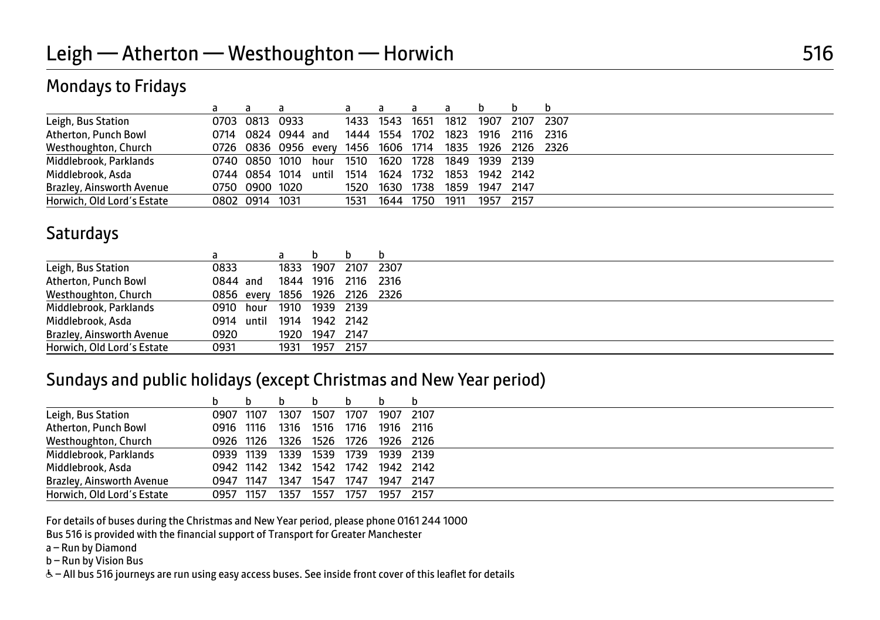# Leigh — Atherton — Westhoughton — Horwich

516

## Mondays to Fridays

| | a | a | a | | a | a | a | a | b | b | b |
|---|---|---|---|---|---|---|---|---|---|---|---|
| Leigh, Bus Station | 0703 | 0813 | 0933 | | 1433 | 1543 | 1651 | 1812 | 1907 | 2107 | 2307 |
| Atherton, Punch Bowl | 0714 | 0824 | 0944 | and | 1444 | 1554 | 1702 | 1823 | 1916 | 2116 | 2316 |
| Westhoughton, Church | 0726 | 0836 | 0956 | every | 1456 | 1606 | 1714 | 1835 | 1926 | 2126 | 2326 |
| Middlebrook, Parklands | 0740 | 0850 | 1010 | hour | 1510 | 1620 | 1728 | 1849 | 1939 | 2139 | |
| Middlebrook, Asda | 0744 | 0854 | 1014 | until | 1514 | 1624 | 1732 | 1853 | 1942 | 2142 | |
| Brazley, Ainsworth Avenue | 0750 | 0900 | 1020 | | 1520 | 1630 | 1738 | 1859 | 1947 | 2147 | |
| Horwich, Old Lord's Estate | 0802 | 0914 | 1031 | | 1531 | 1644 | 1750 | 1911 | 1957 | 2157 | |

## Saturdays

| | a | | a | b | b | b |
|---|---|---|---|---|---|---|
| Leigh, Bus Station | 0833 | | 1833 | 1907 | 2107 | 2307 |
| Atherton, Punch Bowl | 0844 | and | 1844 | 1916 | 2116 | 2316 |
| Westhoughton, Church | 0856 | every | 1856 | 1926 | 2126 | 2326 |
| Middlebrook, Parklands | 0910 | hour | 1910 | 1939 | 2139 | |
| Middlebrook, Asda | 0914 | until | 1914 | 1942 | 2142 | |
| Brazley, Ainsworth Avenue | 0920 | | 1920 | 1947 | 2147 | |
| Horwich, Old Lord's Estate | 0931 | | 1931 | 1957 | 2157 | |

## Sundays and public holidays (except Christmas and New Year period)

| | b | b | b | b | b | b | b |
|---|---|---|---|---|---|---|---|
| Leigh, Bus Station | 0907 | 1107 | 1307 | 1507 | 1707 | 1907 | 2107 |
| Atherton, Punch Bowl | 0916 | 1116 | 1316 | 1516 | 1716 | 1916 | 2116 |
| Westhoughton, Church | 0926 | 1126 | 1326 | 1526 | 1726 | 1926 | 2126 |
| Middlebrook, Parklands | 0939 | 1139 | 1339 | 1539 | 1739 | 1939 | 2139 |
| Middlebrook, Asda | 0942 | 1142 | 1342 | 1542 | 1742 | 1942 | 2142 |
| Brazley, Ainsworth Avenue | 0947 | 1147 | 1347 | 1547 | 1747 | 1947 | 2147 |
| Horwich, Old Lord's Estate | 0957 | 1157 | 1357 | 1557 | 1757 | 1957 | 2157 |

For details of buses during the Christmas and New Year period, please phone 0161 244 1000

Bus 516 is provided with the financial support of Transport for Greater Manchester

a – Run by Diamond

b – Run by Vision Bus

♿ – All bus 516 journeys are run using easy access buses. See inside front cover of this leaflet for details